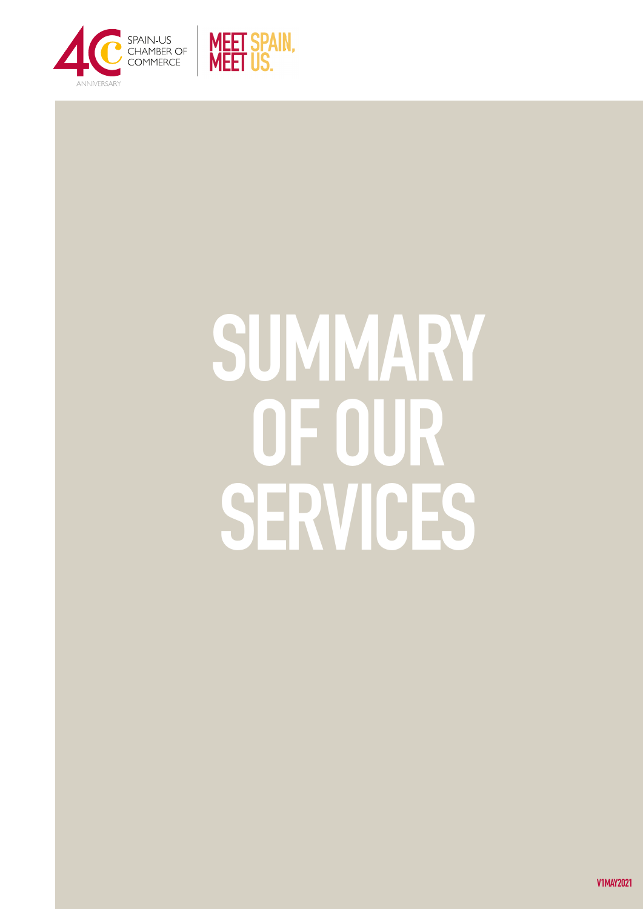SPAIN-US CHAMBER OF COMMERCE

40 ANNIVERSARY

MEET SPAIN, MEET US.

# SUMMARY OF OUR SERVICES

V1MAY2021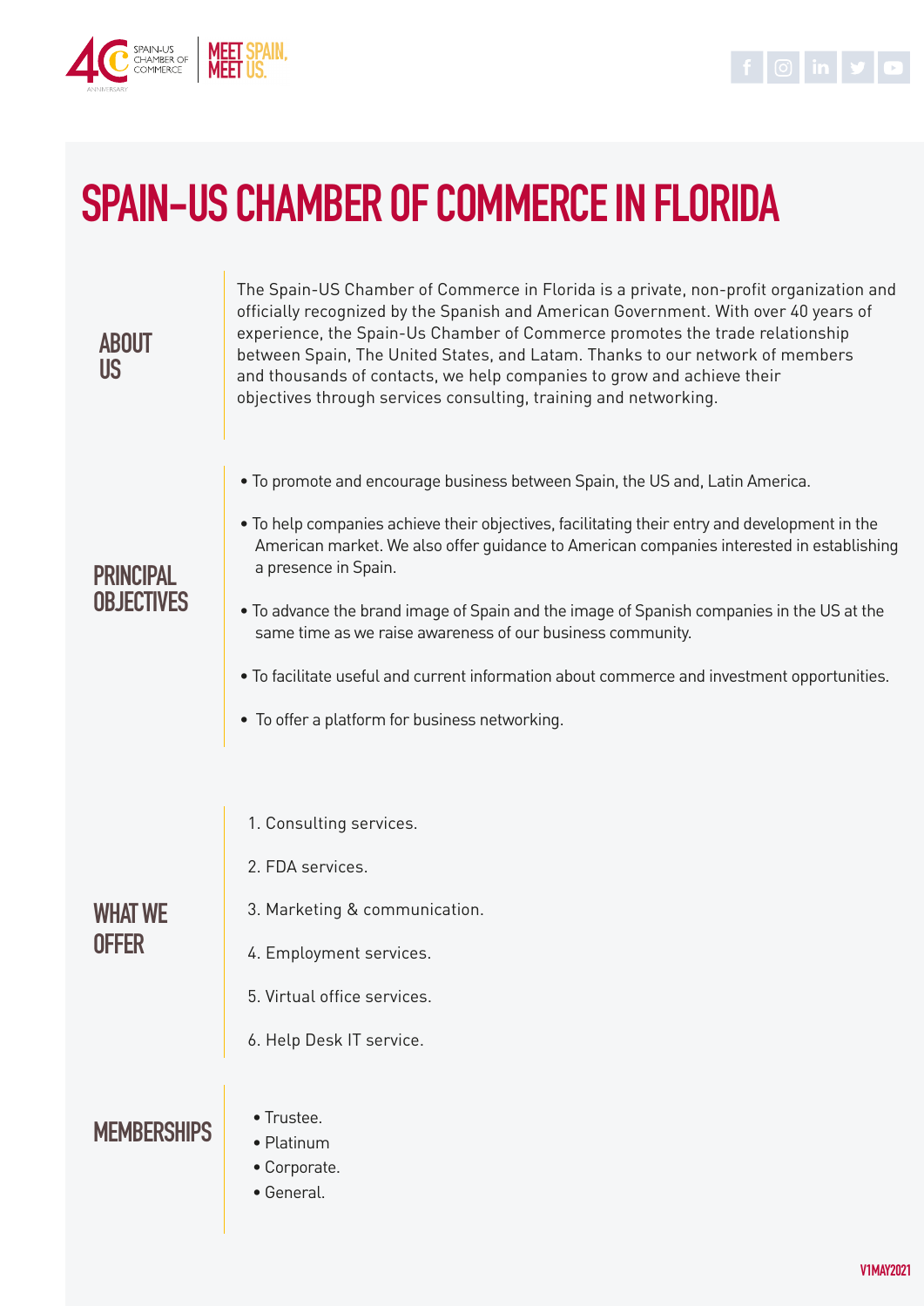# SPAIN-US CHAMBER OF COMMERCE IN FLORIDA

## ABOUT US

The Spain-US Chamber of Commerce in Florida is a private, non-profit organization and officially recognized by the Spanish and American Government. With over 40 years of experience, the Spain-Us Chamber of Commerce promotes the trade relationship between Spain, The United States, and Latam. Thanks to our network of members and thousands of contacts, we help companies to grow and achieve their objectives through services consulting, training and networking.

## PRINCIPAL OBJECTIVES

- To promote and encourage business between Spain, the US and, Latin America.
- To help companies achieve their objectives, facilitating their entry and development in the American market. We also offer guidance to American companies interested in establishing a presence in Spain.
- To advance the brand image of Spain and the image of Spanish companies in the US at the same time as we raise awareness of our business community.
- To facilitate useful and current information about commerce and investment opportunities.
- To offer a platform for business networking.

## WHAT WE OFFER

1. Consulting services.
2. FDA services.
3. Marketing & communication.
4. Employment services.
5. Virtual office services.
6. Help Desk IT service.

## MEMBERSHIPS

- Trustee.
- Platinum
- Corporate.
- General.

V1MAY2021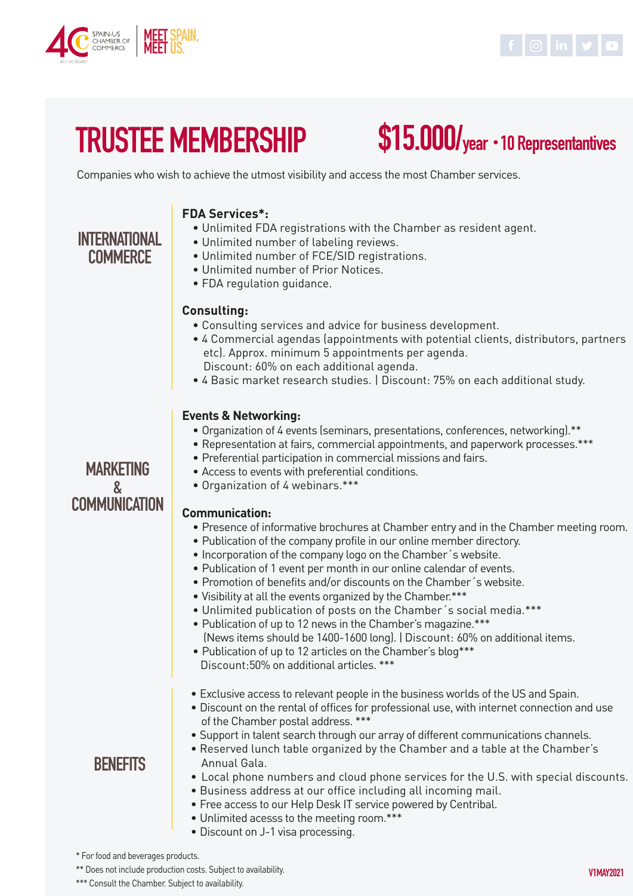# TRUSTEE MEMBERSHIP

**$15.000/year • 10 Representantives**

Companies who wish to achieve the utmost visibility and access the most Chamber services.

## INTERNATIONAL COMMERCE

**FDA Services*:**

- Unlimited FDA registrations with the Chamber as resident agent.
- Unlimited number of labeling reviews.
- Unlimited number of FCE/SID registrations.
- Unlimited number of Prior Notices.
- FDA regulation guidance.

**Consulting:**

- Consulting services and advice for business development.
- 4 Commercial agendas (appointments with potential clients, distributors, partners etc). Approx. minimum 5 appointments per agenda.
  Discount: 60% on each additional agenda.
- 4 Basic market research studies. | Discount: 75% on each additional study.

## MARKETING & COMMUNICATION

**Events & Networking:**

- Organization of 4 events (seminars, presentations, conferences, networking).**
- Representation at fairs, commercial appointments, and paperwork processes.***
- Preferential participation in commercial missions and fairs.
- Access to events with preferential conditions.
- Organization of 4 webinars.***

**Communication:**

- Presence of informative brochures at Chamber entry and in the Chamber meeting room.
- Publication of the company profile in our online member directory.
- Incorporation of the company logo on the Chamber´s website.
- Publication of 1 event per month in our online calendar of events.
- Promotion of benefits and/or discounts on the Chamber´s website.
- Visibility at all the events organized by the Chamber.***
- Unlimited publication of posts on the Chamber´s social media.***
- Publication of up to 12 news in the Chamber's magazine.***
  (News items should be 1400-1600 long). | Discount: 60% on additional items.
- Publication of up to 12 articles on the Chamber's blog***
  Discount:50% on additional articles. ***

## BENEFITS

- Exclusive access to relevant people in the business worlds of the US and Spain.
- Discount on the rental of offices for professional use, with internet connection and use of the Chamber postal address. ***
- Support in talent search through our array of different communications channels.
- Reserved lunch table organized by the Chamber and a table at the Chamber's Annual Gala.
- Local phone numbers and cloud phone services for the U.S. with special discounts.
- Business address at our office including all incoming mail.
- Free access to our Help Desk IT service powered by Centribal.
- Unlimited acesss to the meeting room.***
- Discount on J-1 visa processing.

\* For food and beverages products.

\** Does not include production costs. Subject to availability.

\*** Consult the Chamber. Subject to availability.

V1MAY2021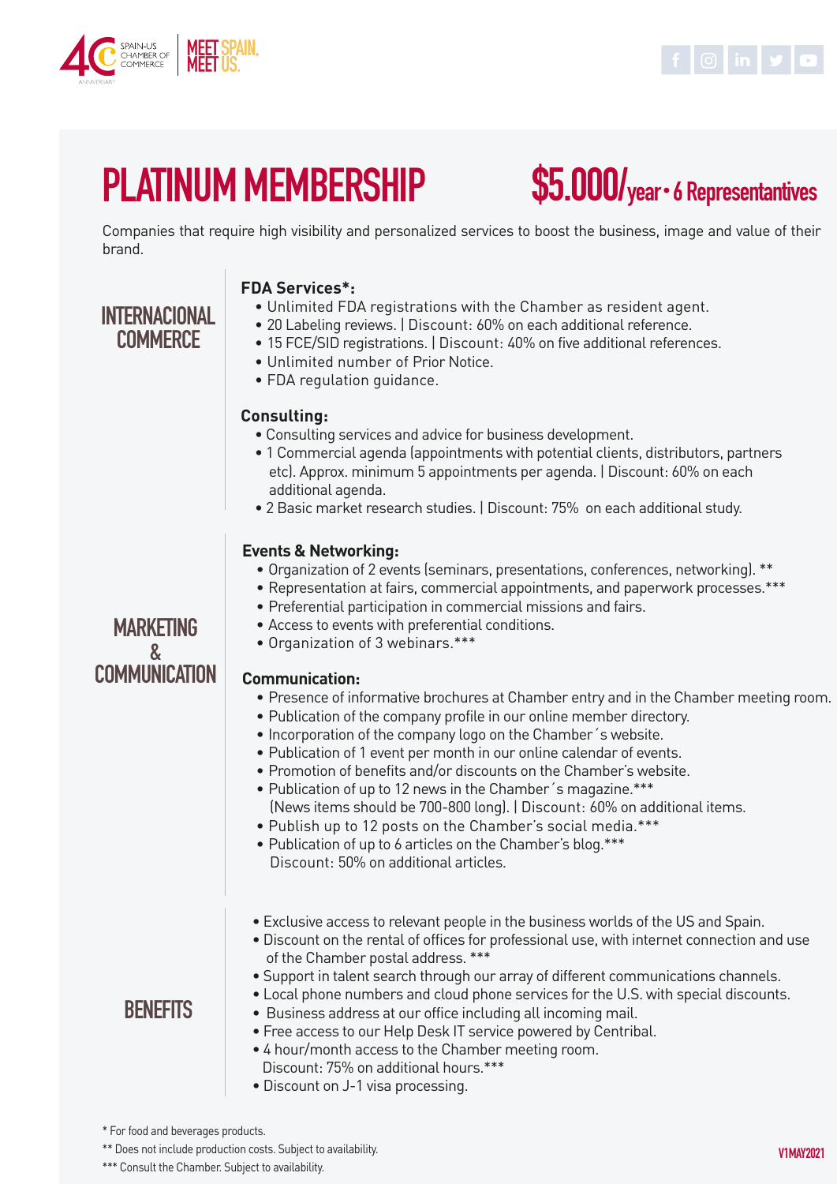# PLATINUM MEMBERSHIP

## $5.000/year • 6 Representantives

Companies that require high visibility and personalized services to boost the business, image and value of their brand.

## INTERNACIONAL COMMERCE

**FDA Services*:**

- Unlimited FDA registrations with the Chamber as resident agent.
- 20 Labeling reviews. | Discount: 60% on each additional reference.
- 15 FCE/SID registrations. | Discount: 40% on five additional references.
- Unlimited number of Prior Notice.
- FDA regulation guidance.

**Consulting:**

- Consulting services and advice for business development.
- 1 Commercial agenda (appointments with potential clients, distributors, partners etc). Approx. minimum 5 appointments per agenda. | Discount: 60% on each additional agenda.
- 2 Basic market research studies. | Discount: 75% on each additional study.

## MARKETING & COMMUNICATION

**Events & Networking:**

- Organization of 2 events (seminars, presentations, conferences, networking). **
- Representation at fairs, commercial appointments, and paperwork processes.***
- Preferential participation in commercial missions and fairs.
- Access to events with preferential conditions.
- Organization of 3 webinars.***

**Communication:**

- Presence of informative brochures at Chamber entry and in the Chamber meeting room.
- Publication of the company profile in our online member directory.
- Incorporation of the company logo on the Chamber´s website.
- Publication of 1 event per month in our online calendar of events.
- Promotion of benefits and/or discounts on the Chamber's website.
- Publication of up to 12 news in the Chamber´s magazine.***
  (News items should be 700-800 long). | Discount: 60% on additional items.
- Publish up to 12 posts on the Chamber's social media.***
- Publication of up to 6 articles on the Chamber's blog.***
  Discount: 50% on additional articles.

## BENEFITS

- Exclusive access to relevant people in the business worlds of the US and Spain.
- Discount on the rental of offices for professional use, with internet connection and use of the Chamber postal address. ***
- Support in talent search through our array of different communications channels.
- Local phone numbers and cloud phone services for the U.S. with special discounts.
- Business address at our office including all incoming mail.
- Free access to our Help Desk IT service powered by Centribal.
- 4 hour/month access to the Chamber meeting room.
  Discount: 75% on additional hours.***
- Discount on J-1 visa processing.

\* For food and beverages products.

\** Does not include production costs. Subject to availability.

\*** Consult the Chamber. Subject to availability.

V1MAY2021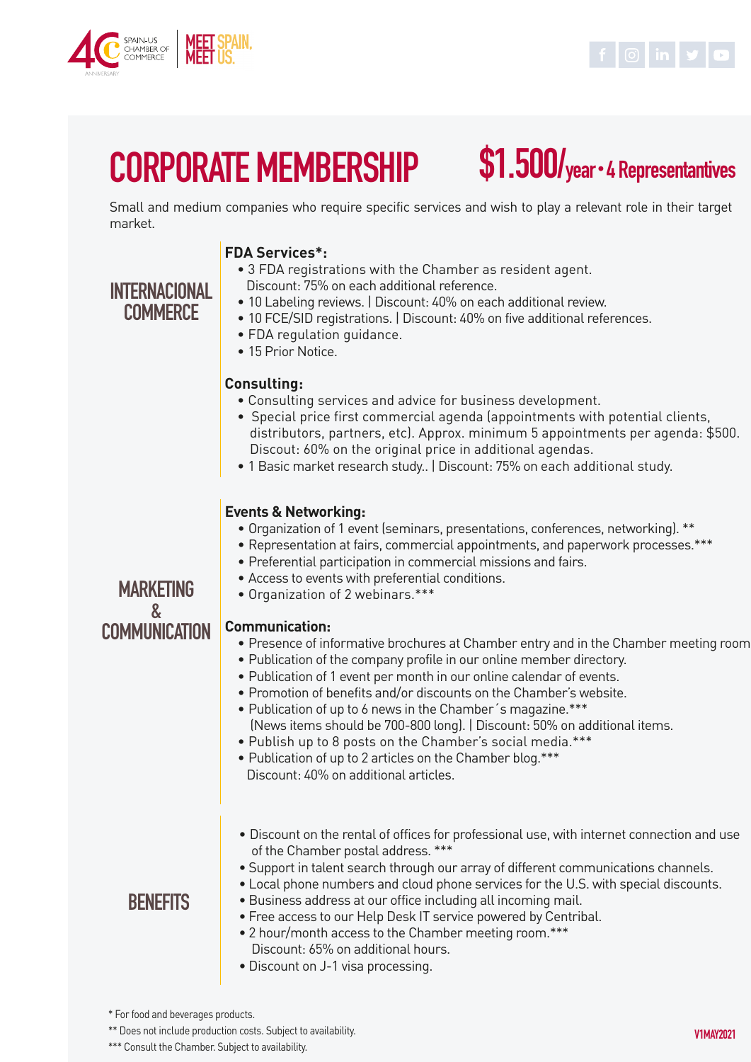# CORPORATE MEMBERSHIP $1.500/year • 4 Representantives

Small and medium companies who require specific services and wish to play a relevant role in their target market.

## INTERNACIONAL COMMERCE

**FDA Services*:**

- 3 FDA registrations with the Chamber as resident agent.
  Discount: 75% on each additional reference.
- 10 Labeling reviews. | Discount: 40% on each additional review.
- 10 FCE/SID registrations. | Discount: 40% on five additional references.
- FDA regulation guidance.
- 15 Prior Notice.

**Consulting:**

- Consulting services and advice for business development.
- Special price first commercial agenda (appointments with potential clients, distributors, partners, etc). Approx. minimum 5 appointments per agenda: $500. Discout: 60% on the original price in additional agendas.
- 1 Basic market research study.. | Discount: 75% on each additional study.

## MARKETING & COMMUNICATION

**Events & Networking:**

- Organization of 1 event (seminars, presentations, conferences, networking). **
- Representation at fairs, commercial appointments, and paperwork processes.***
- Preferential participation in commercial missions and fairs.
- Access to events with preferential conditions.
- Organization of 2 webinars.***

**Communication:**

- Presence of informative brochures at Chamber entry and in the Chamber meeting room
- Publication of the company profile in our online member directory.
- Publication of 1 event per month in our online calendar of events.
- Promotion of benefits and/or discounts on the Chamber's website.
- Publication of up to 6 news in the Chamber´s magazine.***
  (News items should be 700-800 long). | Discount: 50% on additional items.
- Publish up to 8 posts on the Chamber's social media.***
- Publication of up to 2 articles on the Chamber blog.***
  Discount: 40% on additional articles.

## BENEFITS

- Discount on the rental of offices for professional use, with internet connection and use of the Chamber postal address. ***
- Support in talent search through our array of different communications channels.
- Local phone numbers and cloud phone services for the U.S. with special discounts.
- Business address at our office including all incoming mail.
- Free access to our Help Desk IT service powered by Centribal.
- 2 hour/month access to the Chamber meeting room.***
  Discount: 65% on additional hours.
- Discount on J-1 visa processing.

* For food and beverages products.

** Does not include production costs. Subject to availability.

*** Consult the Chamber. Subject to availability.

V1MAY2021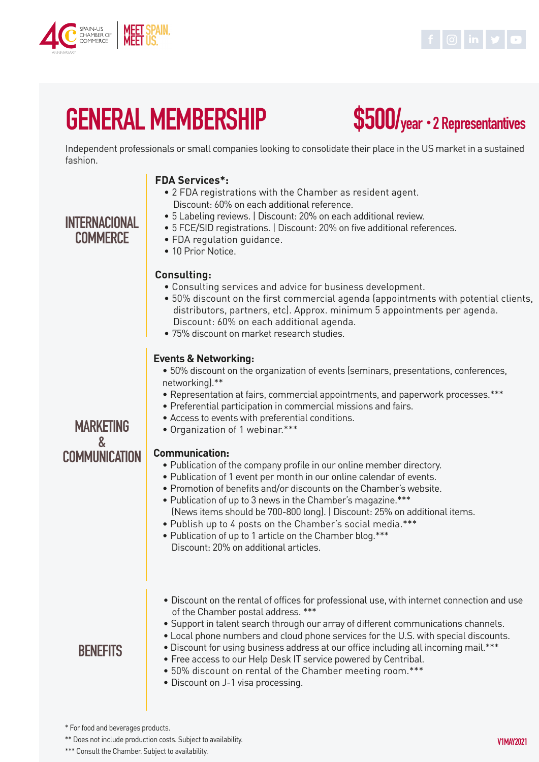# GENERAL MEMBERSHIP

**$500/year • 2 Representantives**

Independent professionals or small companies looking to consolidate their place in the US market in a sustained fashion.

## INTERNACIONAL COMMERCE

**FDA Services*:**

- 2 FDA registrations with the Chamber as resident agent. Discount: 60% on each additional reference.
- 5 Labeling reviews. | Discount: 20% on each additional review.
- 5 FCE/SID registrations. | Discount: 20% on five additional references.
- FDA regulation guidance.
- 10 Prior Notice.

**Consulting:**

- Consulting services and advice for business development.
- 50% discount on the first commercial agenda (appointments with potential clients, distributors, partners, etc). Approx. minimum 5 appointments per agenda. Discount: 60% on each additional agenda.
- 75% discount on market research studies.

## MARKETING & COMMUNICATION

**Events & Networking:**

- 50% discount on the organization of events (seminars, presentations, conferences, networking).**
- Representation at fairs, commercial appointments, and paperwork processes.***
- Preferential participation in commercial missions and fairs.
- Access to events with preferential conditions.
- Organization of 1 webinar.***

**Communication:**

- Publication of the company profile in our online member directory.
- Publication of 1 event per month in our online calendar of events.
- Promotion of benefits and/or discounts on the Chamber's website.
- Publication of up to 3 news in the Chamber's magazine.*** (News items should be 700-800 long). | Discount: 25% on additional items.
- Publish up to 4 posts on the Chamber's social media.***
- Publication of up to 1 article on the Chamber blog.*** Discount: 20% on additional articles.

## BENEFITS

- Discount on the rental of offices for professional use, with internet connection and use of the Chamber postal address. ***
- Support in talent search through our array of different communications channels.
- Local phone numbers and cloud phone services for the U.S. with special discounts.
- Discount for using business address at our office including all incoming mail.***
- Free access to our Help Desk IT service powered by Centribal.
- 50% discount on rental of the Chamber meeting room.***
- Discount on J-1 visa processing.

\* For food and beverages products.

** Does not include production costs. Subject to availability.

*** Consult the Chamber. Subject to availability.

V1MAY2021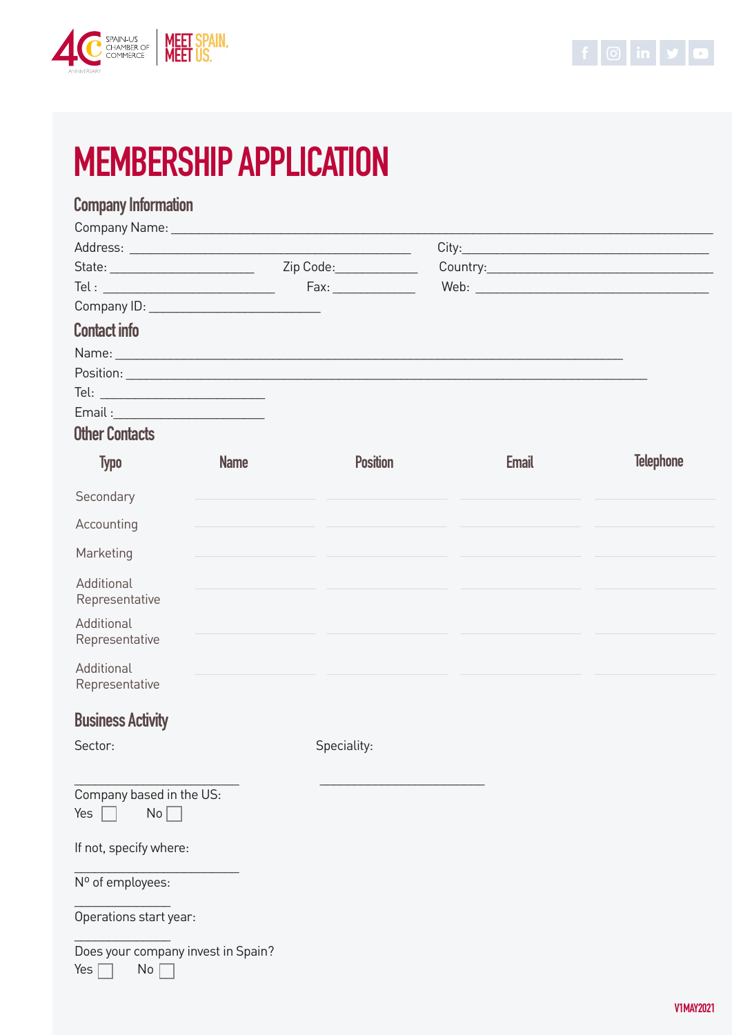# MEMBERSHIP APPLICATION

## Company Information

Company Name: ____________________________________________

Address: ______________________ City: ______________________

State: ____________ Zip Code: ________ Country: ______________________

Tel : ______________ Fax: ________ Web: ______________________

Company ID: ______________

## Contact info

Name: ____________________________________________

Position: ____________________________________________

Tel: ______________

Email : ______________

## Other Contacts

| Typo | Name | Position | Email | Telephone |
|---|---|---|---|---|
| Secondary | | | | |
| Accounting | | | | |
| Marketing | | | | |
| Additional Representative | | | | |
| Additional Representative | | | | |
| Additional Representative | | | | |

## Business Activity

Sector: ______________

Speciality: ______________

Company based in the US:

Yes ☐ No ☐

If not, specify where:

______________

Nº of employees:

________

Operations start year:

________

Does your company invest in Spain?

Yes ☐ No ☐

V1MAY2021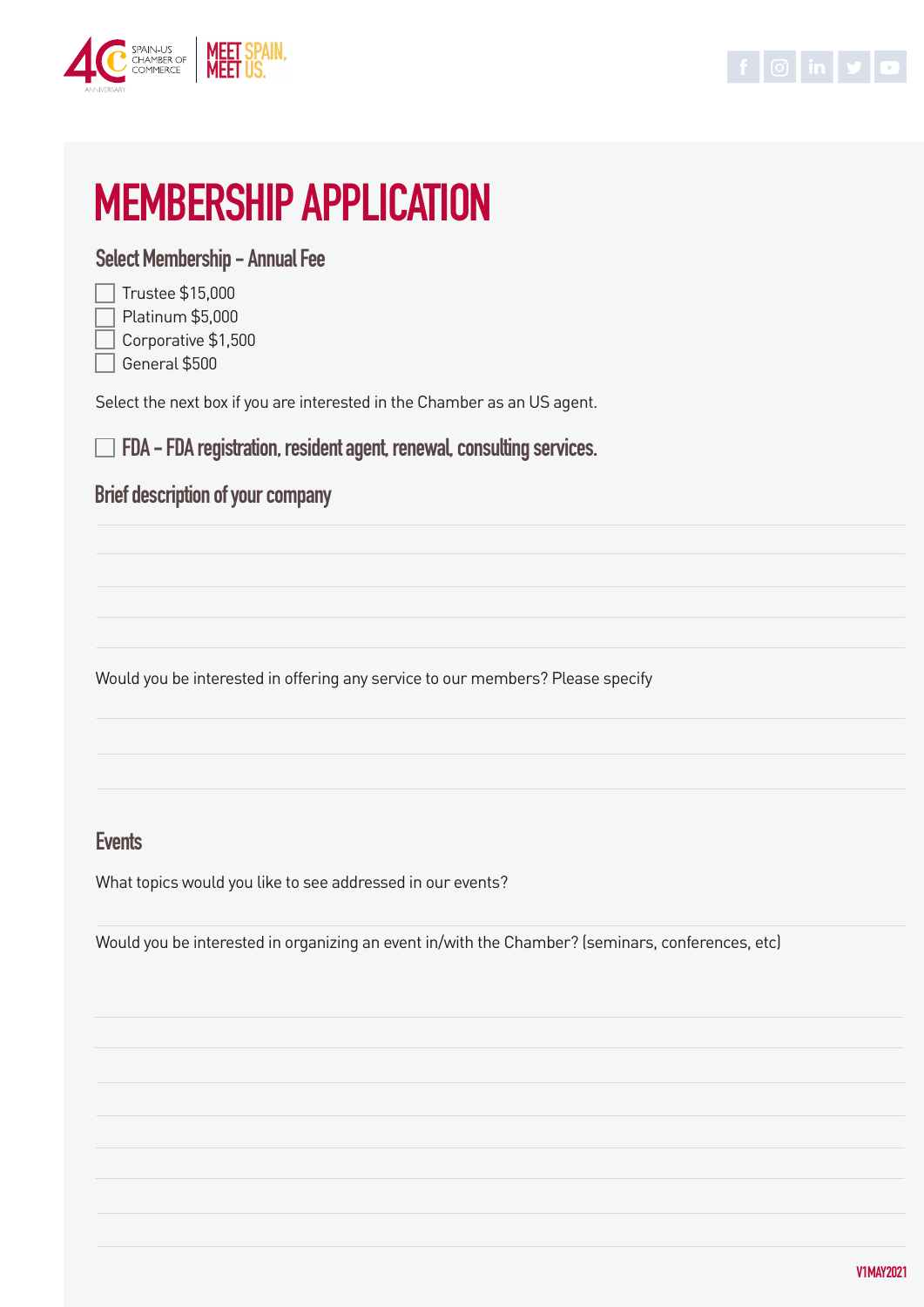# MEMBERSHIP APPLICATION

## Select Membership – Annual Fee

- [ ] Trustee $15,000
- [ ] Platinum $5,000
- [ ] Corporative $1,500
- [ ] General $500

Select the next box if you are interested in the Chamber as an US agent.

- [ ] **FDA – FDA registration, resident agent, renewal, consulting services.**

## Brief description of your company

Would you be interested in offering any service to our members? Please specify

## Events

What topics would you like to see addressed in our events?

Would you be interested in organizing an event in/with the Chamber? (seminars, conferences, etc)

V1MAY2021